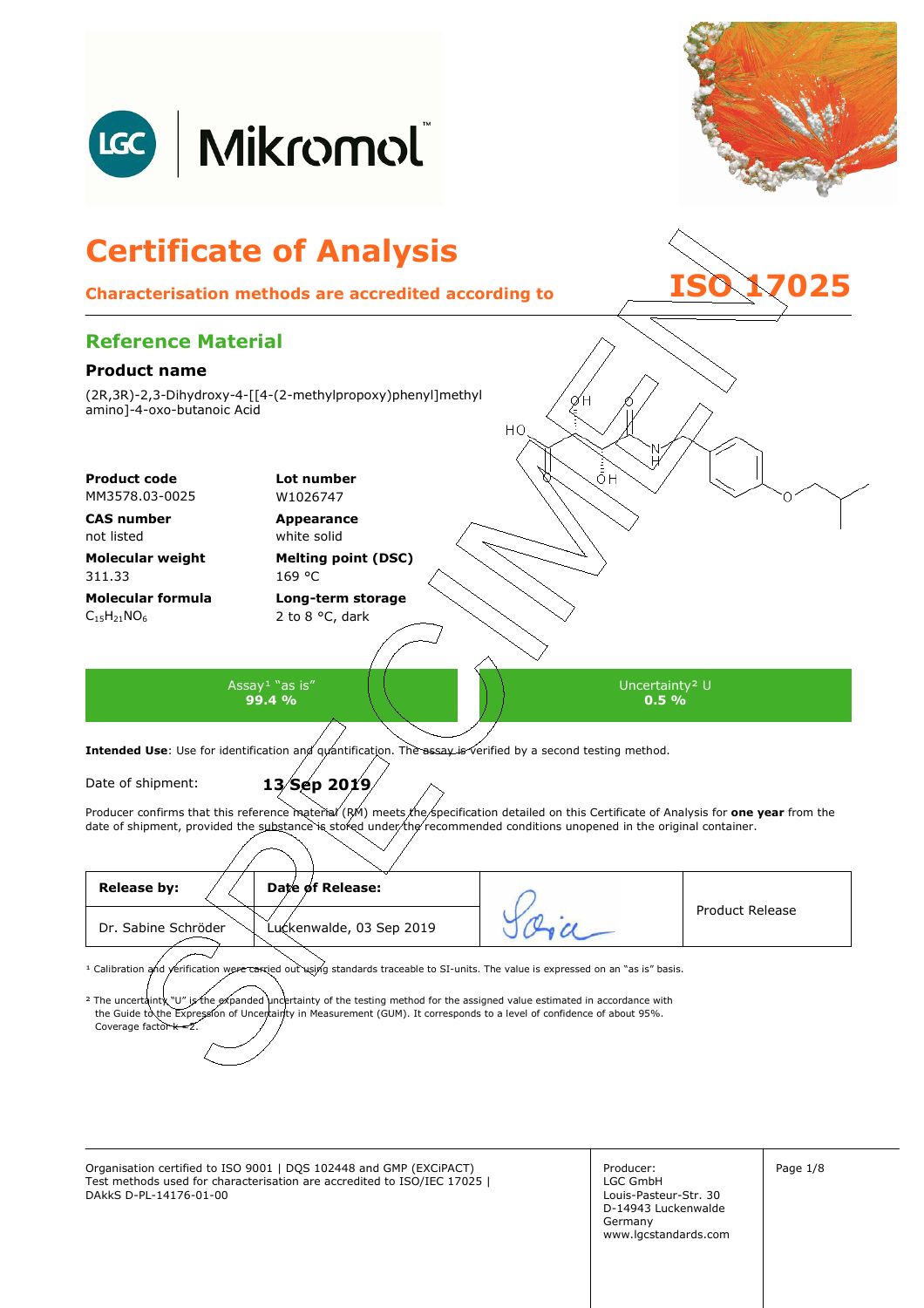# Certificate of Analysis

**Characterisation methods are accredited according to ISO 17025**

## Reference Material

### Product name

(2R,3R)-2,3-Dihydroxy-4-[[4-(2-methylpropoxy)phenyl]methyl amino]-4-oxo-butanoic Acid

| **Product code** | **Lot number** |
|---|---|
| MM3578.03-0025 | W1026747 |
| **CAS number** | **Appearance** |
| not listed | white solid |
| **Molecular weight** | **Melting point (DSC)** |
| 311.33 | 169 °C |
| **Molecular formula** | **Long-term storage** |
| $C_{15}H_{21}NO_6$ | 2 to 8 °C, dark |

| Assay[1] "as is" | Uncertainty[2] U |
|---|---|
| **99.4 %** | **0.5 %** |

**Intended Use**: Use for identification and quantification. The assay is verified by a second testing method.

Date of shipment: **13 Sep 2019**

Producer confirms that this reference material (RM) meets the specification detailed on this Certificate of Analysis for **one year** from the date of shipment, provided the substance is stored under the recommended conditions unopened in the original container.

| **Release by:** | **Date of Release:** | | |
|---|---|---|---|
| Dr. Sabine Schröder | Luckenwalde, 03 Sep 2019 | [signature] | Product Release |

[1] Calibration and verification were carried out using standards traceable to SI-units. The value is expressed on an "as is" basis.

[2] The uncertainty "U" is the expanded uncertainty of the testing method for the assigned value estimated in accordance with the Guide to the Expression of Uncertainty in Measurement (GUM). It corresponds to a level of confidence of about 95%. Coverage factor k = 2.

Organisation certified to ISO 9001 | DQS 102448 and GMP (EXCiPACT)
Test methods used for characterisation are accredited to ISO/IEC 17025 | DAkkS D-PL-14176-01-00

Producer:
LGC GmbH
Louis-Pasteur-Str. 30
D-14943 Luckenwalde
Germany
www.lgcstandards.com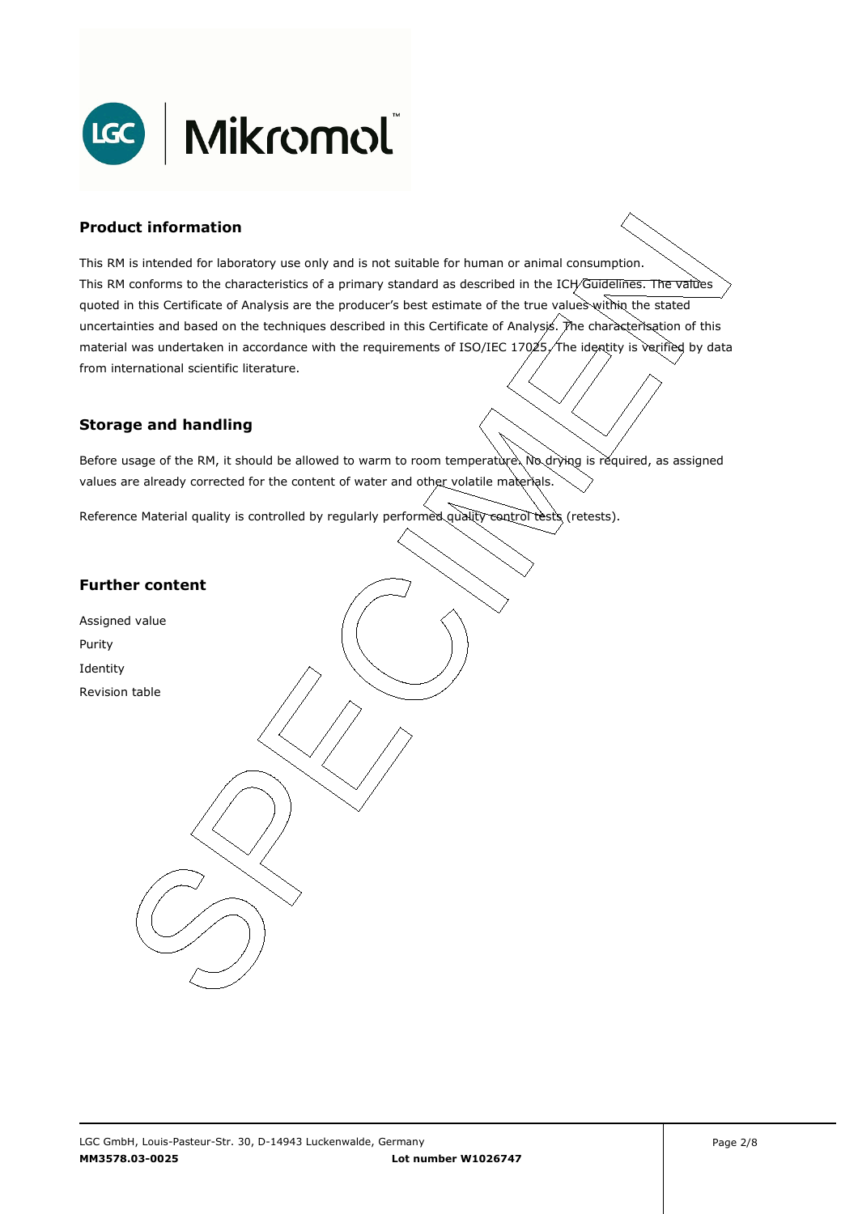## Product information

This RM is intended for laboratory use only and is not suitable for human or animal consumption.
This RM conforms to the characteristics of a primary standard as described in the ICH Guidelines. The values quoted in this Certificate of Analysis are the producer's best estimate of the true values within the stated uncertainties and based on the techniques described in this Certificate of Analysis. The characterisation of this material was undertaken in accordance with the requirements of ISO/IEC 17025. The identity is verified by data from international scientific literature.

## Storage and handling

Before usage of the RM, it should be allowed to warm to room temperature. No drying is required, as assigned values are already corrected for the content of water and other volatile materials.

Reference Material quality is controlled by regularly performed quality control tests (retests).

## Further content

Assigned value
Purity
Identity
Revision table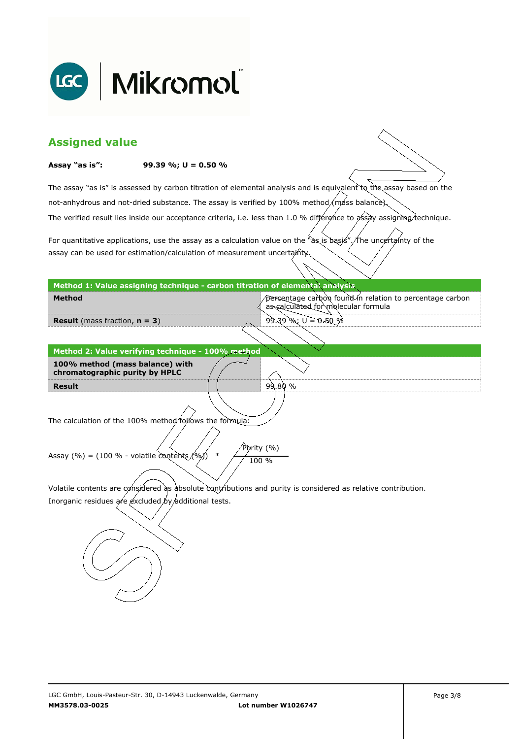## Assigned value

**Assay "as is":** **99.39 %; U = 0.50 %**

The assay "as is" is assessed by carbon titration of elemental analysis and is equivalent to the assay based on the not-anhydrous and not-dried substance. The assay is verified by 100% method (mass balance).
The verified result lies inside our acceptance criteria, i.e. less than 1.0 % difference to assay assigning technique.

For quantitative applications, use the assay as a calculation value on the "as is basis". The uncertainty of the assay can be used for estimation/calculation of measurement uncertainty.

| Method 1: Value assigning technique - carbon titration of elemental analysis | |
|---|---|
| **Method** | percentage carbon found in relation to percentage carbon as calculated for molecular formula |
| **Result** (mass fraction, **n = 3**) | 99.39 %; U = 0.50 % |

| Method 2: Value verifying technique - 100% method | |
|---|---|
| **100% method (mass balance) with chromatographic purity by HPLC** | |
| **Result** | 99.80 % |

The calculation of the 100% method follows the formula:

$$\text{Assay (\%)} = (100\ \% - \text{volatile contents (\%)}) \ast \frac{\text{Purity (\%)}}{100\ \%}$$

Volatile contents are considered as absolute contributions and purity is considered as relative contribution.
Inorganic residues are excluded by additional tests.

LGC GmbH, Louis-Pasteur-Str. 30, D-14943 Luckenwalde, Germany
**MM3578.03-0025** **Lot number W1026747**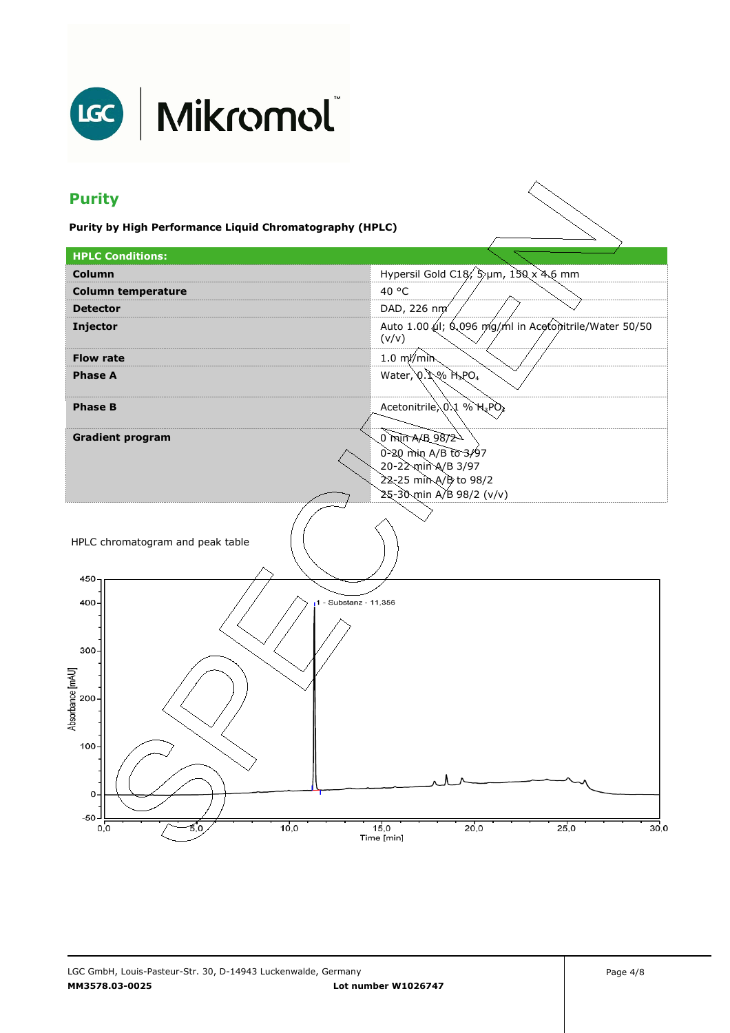## Purity

**Purity by High Performance Liquid Chromatography (HPLC)**

| HPLC Conditions: | |
|---|---|
| **Column** | Hypersil Gold C18, 5 µm, 150 x 4.6 mm |
| **Column temperature** | 40 °C |
| **Detector** | DAD, 226 nm |
| **Injector** | Auto 1.00 µl; 0.096 mg/ml in Acetonitrile/Water 50/50 (v/v) |
| **Flow rate** | 1.0 ml/min |
| **Phase A** | Water, 0.1 % $H_3PO_4$ |
| **Phase B** | Acetonitrile, 0.1 % $H_3PO_4$ |
| **Gradient program** | 0 min A/B 98/2<br>0-20 min A/B to 3/97<br>20-22 min A/B 3/97<br>22-25 min A/B to 98/2<br>25-30 min A/B 98/2 (v/v) |

HPLC chromatogram and peak table

1 - Substanz - 11,356

Absorbance [mAU]

Time [min]

SPECIMEN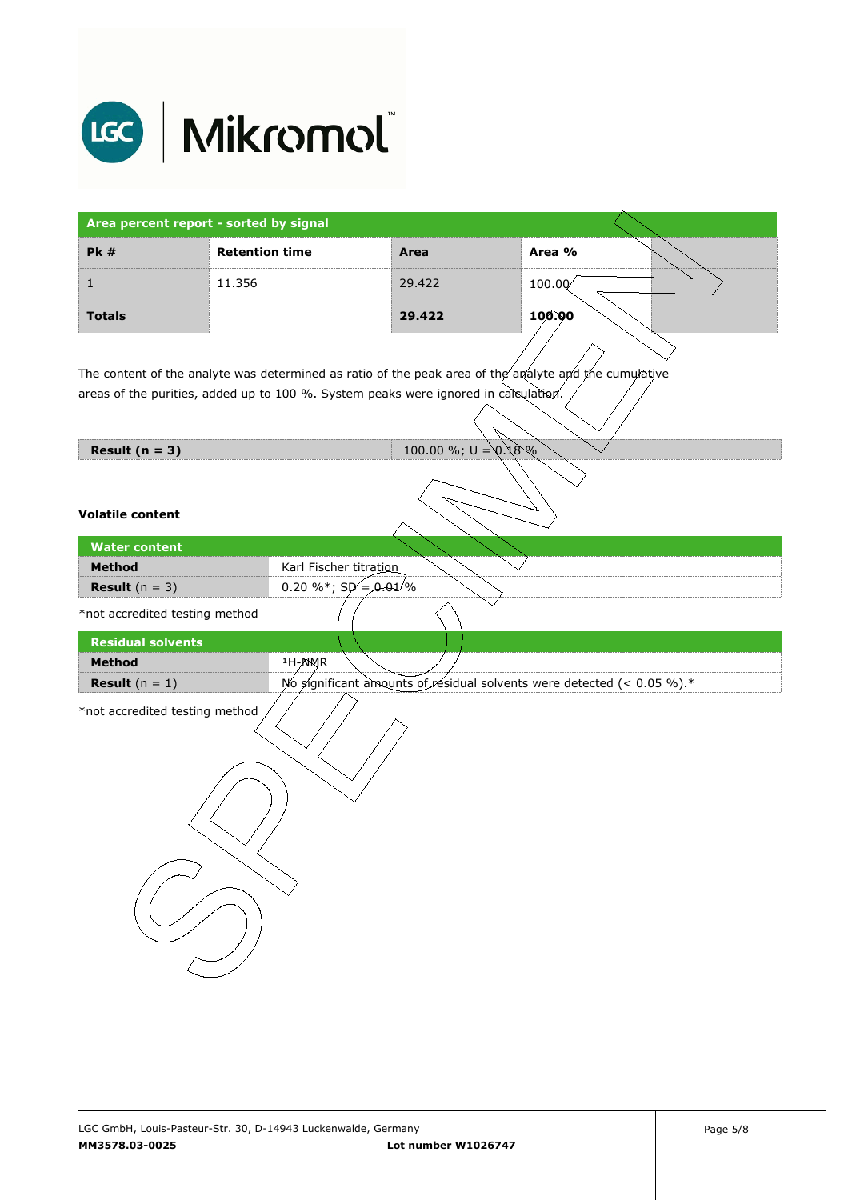| Area percent report - sorted by signal | | | | |
|---|---|---|---|---|
| **Pk #** | **Retention time** | **Area** | **Area %** | |
| 1 | 11.356 | 29.422 | 100.00 | |
| **Totals** | | **29.422** | **100.00** | |

The content of the analyte was determined as ratio of the peak area of the analyte and the cumulative areas of the purities, added up to 100 %. System peaks were ignored in calculation.

| **Result (n = 3)** | 100.00 %; U = 0.18 % |
|---|---|

**Volatile content**

| Water content | |
|---|---|
| **Method** | Karl Fischer titration |
| **Result** (n = 3) | 0.20 %*; SD = 0.01 % |

*not accredited testing method

| Residual solvents | |
|---|---|
| **Method** | $^{1}$H-NMR |
| **Result** (n = 1) | No significant amounts of residual solvents were detected (< 0.05 %).* |

*not accredited testing method

LGC GmbH, Louis-Pasteur-Str. 30, D-14943 Luckenwalde, Germany
**MM3578.03-0025** **Lot number W1026747**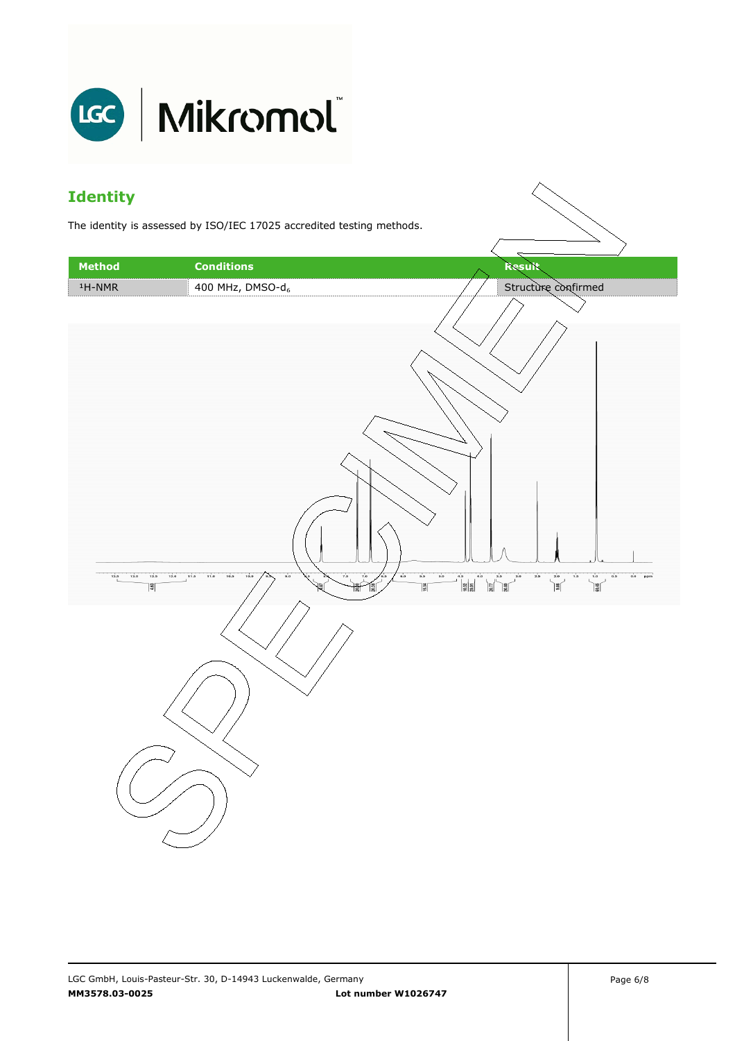## Identity

The identity is assessed by ISO/IEC 17025 accredited testing methods.

| Method | Conditions | Result |
|---|---|---|
| $^1$H-NMR | 400 MHz, DMSO-$d_6$ | Structure confirmed |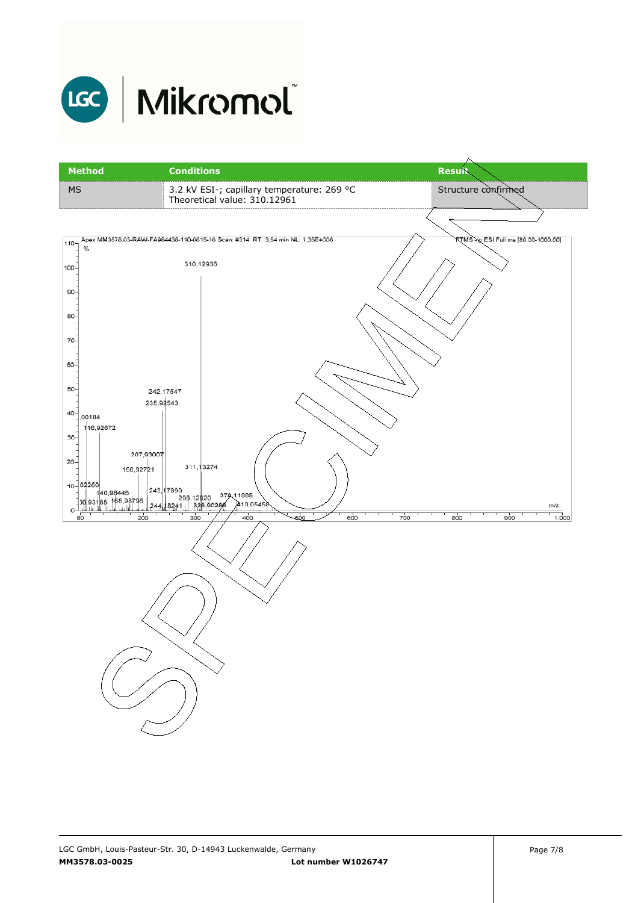| Method | Conditions | Result |
|---|---|---|
| MS | 3.2 kV ESI-; capillary temperature: 269 °C<br>Theoretical value: 310.12961 | Structure confirmed |

Apex MM3578.03-RAW-FA984438-110-0815-16 Scan: #314 RT: 3,54 min NL: 1,35E+006

FTMS - p ESI Full ms [80.00-1000.00]

| m/z |
|---|
| 310,12936 |
| 242,17547 |
| 235,92543 |
| .00184 |
| 116,92672 |
| 207,93007 |
| 190,92721 |
| 311,13274 |
| .02260 |
| 140,98445 |
| 243,17890 |
| 298,12920 |
| 378,11665 |
| 10,93185 |
| 168,98795 |
| 244,18241 |
| 326,90286 |
| 410,05458 |

SPECIMEN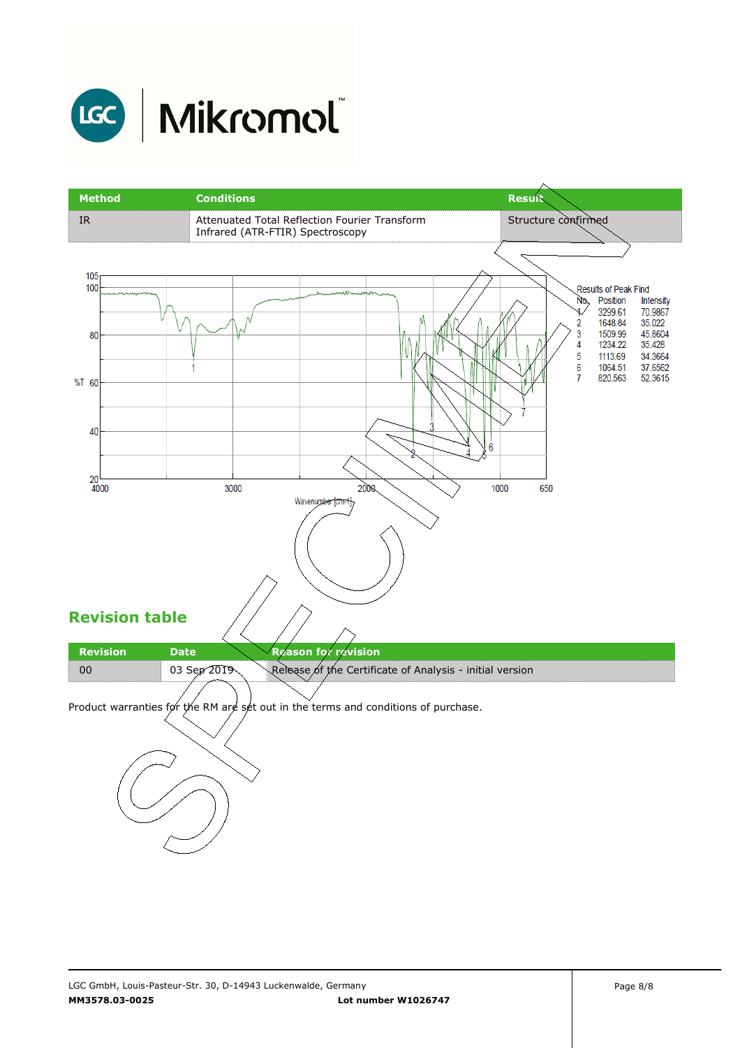| Method | Conditions | Result |
| --- | --- | --- |
| IR | Attenuated Total Reflection Fourier Transform Infrared (ATR-FTIR) Spectroscopy | Structure confirmed |

105
100
80
%T 60
40
20
4000
3000
2000
1000
650
Wavenumber [cm-1]

Results of Peak Find

No. Position Intensity
1 3299.61 70.9867
2 1648.84 35.022
3 1509.99 45.8604
4 1234.22 35.428
5 1113.69 34.3664
6 1064.51 37.6562
7 820.563 52.3615

SPECIMEN

## Revision table

| Revision | Date | Reason for revision |
| --- | --- | --- |
| 00 | 03 Sep 2019 | Release of the Certificate of Analysis - initial version |

Product warranties for the RM are set out in the terms and conditions of purchase.

LGC GmbH, Louis-Pasteur-Str. 30, D-14943 Luckenwalde, Germany

**MM3578.03-0025** **Lot number W1026747**